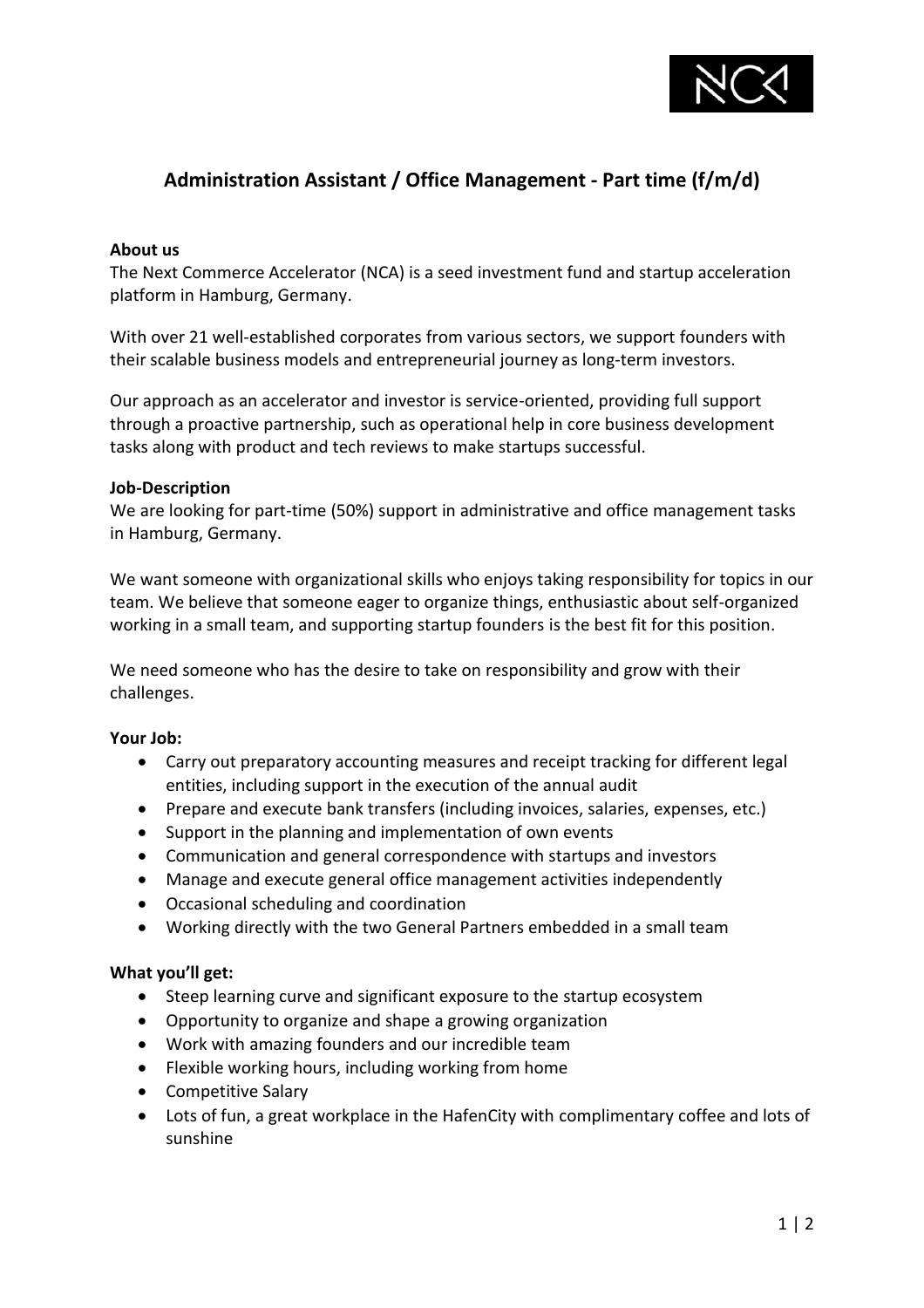# Administration Assistant / Office Management - Part time (f/m/d)

**About us**

The Next Commerce Accelerator (NCA) is a seed investment fund and startup acceleration platform in Hamburg, Germany.

With over 21 well-established corporates from various sectors, we support founders with their scalable business models and entrepreneurial journey as long-term investors.

Our approach as an accelerator and investor is service-oriented, providing full support through a proactive partnership, such as operational help in core business development tasks along with product and tech reviews to make startups successful.

**Job-Description**

We are looking for part-time (50%) support in administrative and office management tasks in Hamburg, Germany.

We want someone with organizational skills who enjoys taking responsibility for topics in our team. We believe that someone eager to organize things, enthusiastic about self-organized working in a small team, and supporting startup founders is the best fit for this position.

We need someone who has the desire to take on responsibility and grow with their challenges.

**Your Job:**

- Carry out preparatory accounting measures and receipt tracking for different legal entities, including support in the execution of the annual audit
- Prepare and execute bank transfers (including invoices, salaries, expenses, etc.)
- Support in the planning and implementation of own events
- Communication and general correspondence with startups and investors
- Manage and execute general office management activities independently
- Occasional scheduling and coordination
- Working directly with the two General Partners embedded in a small team

**What you'll get:**

- Steep learning curve and significant exposure to the startup ecosystem
- Opportunity to organize and shape a growing organization
- Work with amazing founders and our incredible team
- Flexible working hours, including working from home
- Competitive Salary
- Lots of fun, a great workplace in the HafenCity with complimentary coffee and lots of sunshine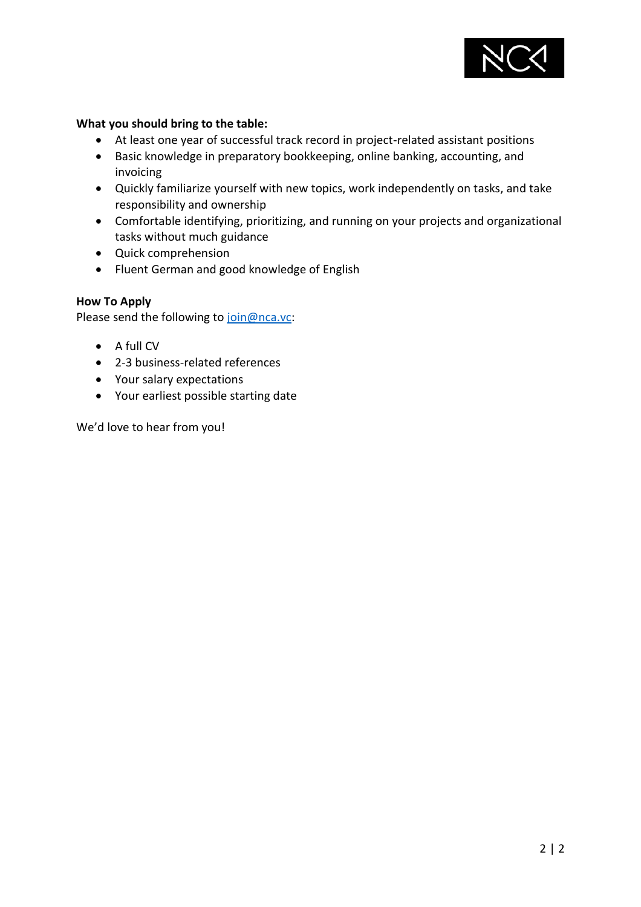**What you should bring to the table:**

- At least one year of successful track record in project-related assistant positions
- Basic knowledge in preparatory bookkeeping, online banking, accounting, and invoicing
- Quickly familiarize yourself with new topics, work independently on tasks, and take responsibility and ownership
- Comfortable identifying, prioritizing, and running on your projects and organizational tasks without much guidance
- Quick comprehension
- Fluent German and good knowledge of English

**How To Apply**

Please send the following to join@nca.vc:

- A full CV
- 2-3 business-related references
- Your salary expectations
- Your earliest possible starting date

We'd love to hear from you!